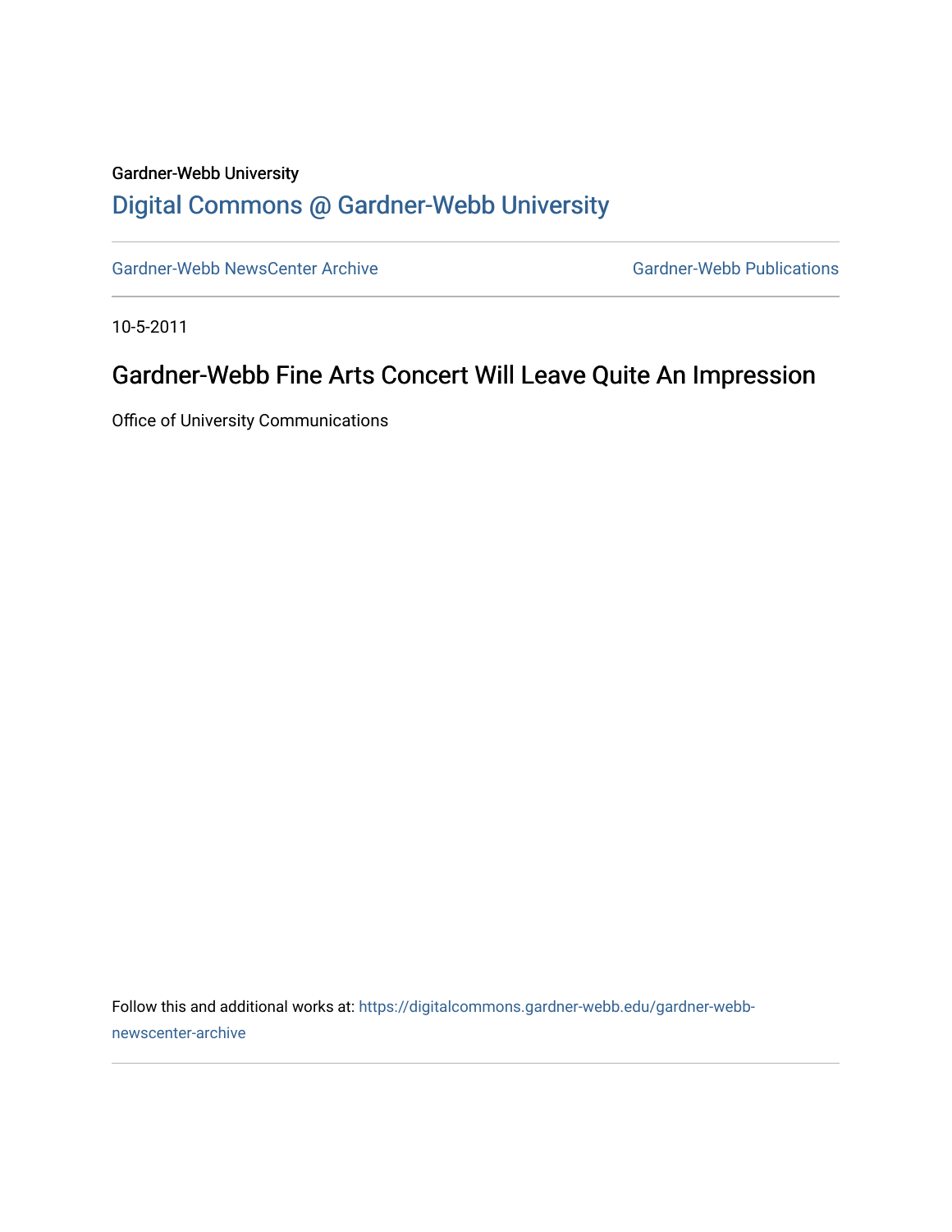Gardner-Webb University

## Digital Commons @ Gardner-Webb University

Gardner-Webb NewsCenter Archive

Gardner-Webb Publications

10-5-2011

# Gardner-Webb Fine Arts Concert Will Leave Quite An Impression

Office of University Communications

Follow this and additional works at: https://digitalcommons.gardner-webb.edu/gardner-webb-newscenter-archive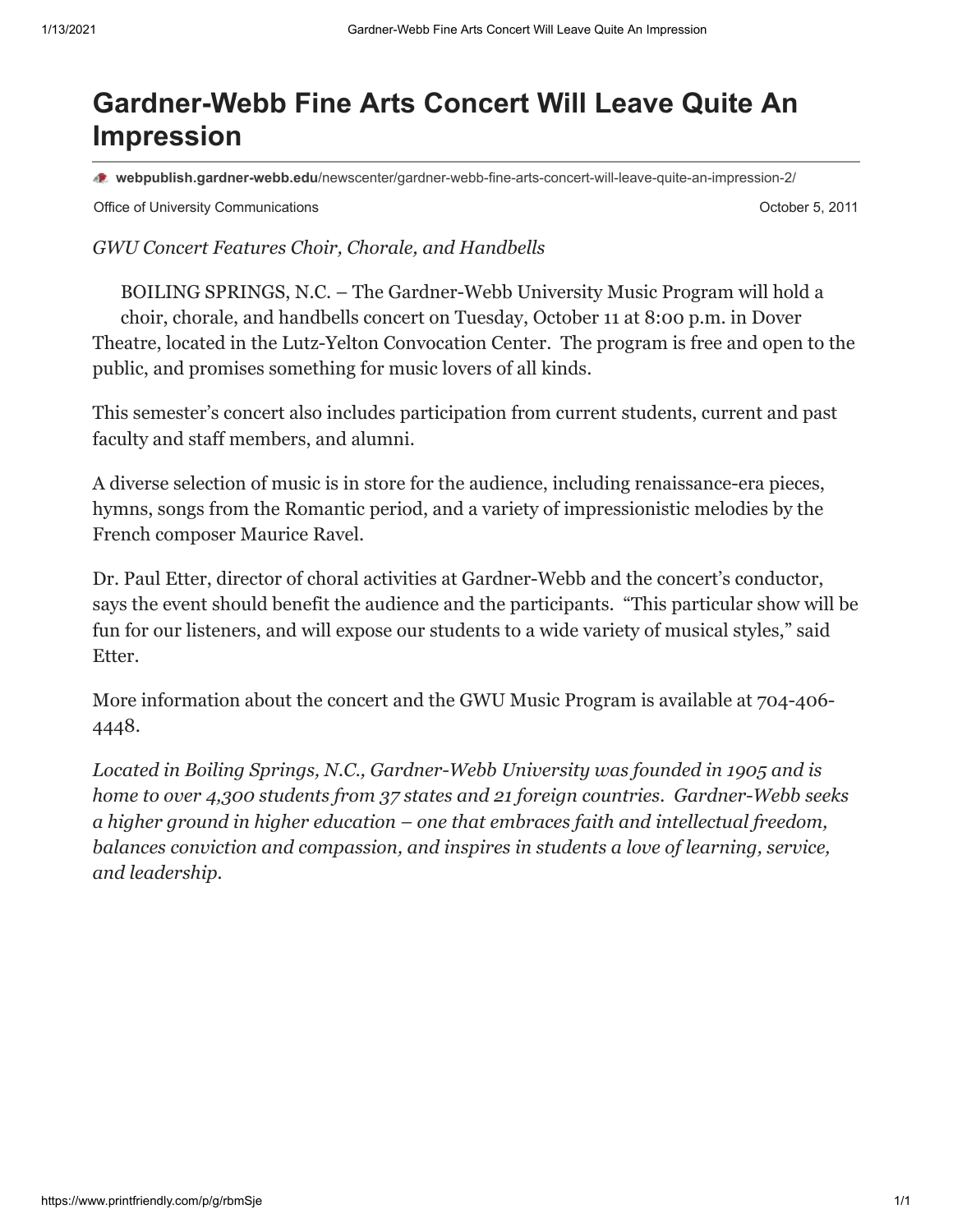# Gardner-Webb Fine Arts Concert Will Leave Quite An Impression

**webpublish.gardner-webb.edu**/newscenter/gardner-webb-fine-arts-concert-will-leave-quite-an-impression-2/

Office of University Communications

October 5, 2011

*GWU Concert Features Choir, Chorale, and Handbells*

BOILING SPRINGS, N.C. – The Gardner-Webb University Music Program will hold a choir, chorale, and handbells concert on Tuesday, October 11 at 8:00 p.m. in Dover Theatre, located in the Lutz-Yelton Convocation Center. The program is free and open to the public, and promises something for music lovers of all kinds.

This semester's concert also includes participation from current students, current and past faculty and staff members, and alumni.

A diverse selection of music is in store for the audience, including renaissance-era pieces, hymns, songs from the Romantic period, and a variety of impressionistic melodies by the French composer Maurice Ravel.

Dr. Paul Etter, director of choral activities at Gardner-Webb and the concert's conductor, says the event should benefit the audience and the participants. "This particular show will be fun for our listeners, and will expose our students to a wide variety of musical styles," said Etter.

More information about the concert and the GWU Music Program is available at 704-406-4448.

*Located in Boiling Springs, N.C., Gardner-Webb University was founded in 1905 and is home to over 4,300 students from 37 states and 21 foreign countries. Gardner-Webb seeks a higher ground in higher education – one that embraces faith and intellectual freedom, balances conviction and compassion, and inspires in students a love of learning, service, and leadership.*